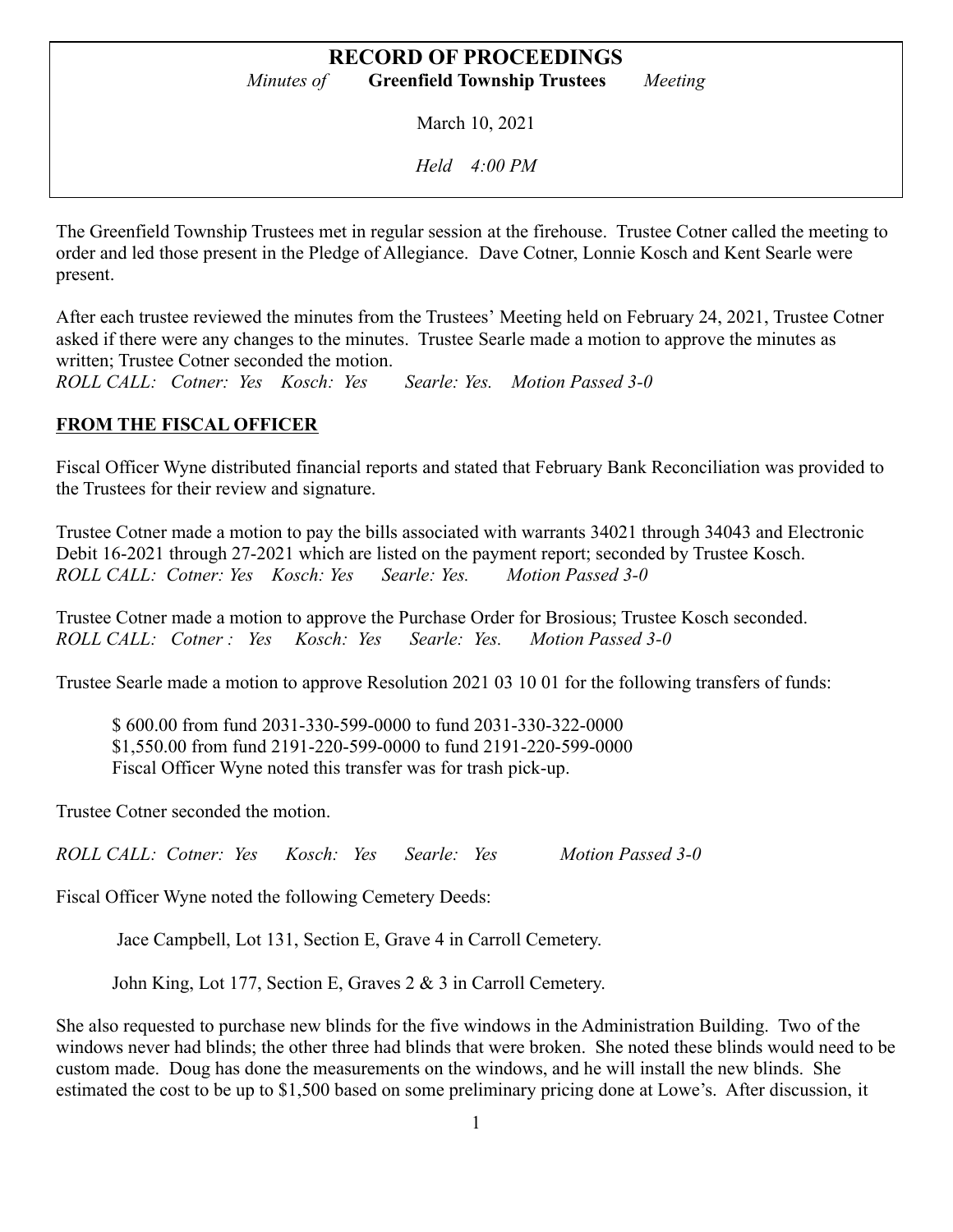# RECORD OF PROCEEDINGS

*Minutes of* **Greenfield Township Trustees** *Meeting*

March 10, 2021

*Held 4:00 PM*

The Greenfield Township Trustees met in regular session at the firehouse. Trustee Cotner called the meeting to order and led those present in the Pledge of Allegiance. Dave Cotner, Lonnie Kosch and Kent Searle were present.

After each trustee reviewed the minutes from the Trustees' Meeting held on February 24, 2021, Trustee Cotner asked if there were any changes to the minutes. Trustee Searle made a motion to approve the minutes as written; Trustee Cotner seconded the motion.
*ROLL CALL: Cotner: Yes Kosch: Yes Searle: Yes. Motion Passed 3-0*

## FROM THE FISCAL OFFICER

Fiscal Officer Wyne distributed financial reports and stated that February Bank Reconciliation was provided to the Trustees for their review and signature.

Trustee Cotner made a motion to pay the bills associated with warrants 34021 through 34043 and Electronic Debit 16-2021 through 27-2021 which are listed on the payment report; seconded by Trustee Kosch.
*ROLL CALL: Cotner: Yes Kosch: Yes Searle: Yes. Motion Passed 3-0*

Trustee Cotner made a motion to approve the Purchase Order for Brosious; Trustee Kosch seconded.
*ROLL CALL: Cotner : Yes Kosch: Yes Searle: Yes. Motion Passed 3-0*

Trustee Searle made a motion to approve Resolution 2021 03 10 01 for the following transfers of funds:

> $ 600.00 from fund 2031-330-599-0000 to fund 2031-330-322-0000
> $1,550.00 from fund 2191-220-599-0000 to fund 2191-220-599-0000
> Fiscal Officer Wyne noted this transfer was for trash pick-up.

Trustee Cotner seconded the motion.

*ROLL CALL: Cotner: Yes Kosch: Yes Searle: Yes Motion Passed 3-0*

Fiscal Officer Wyne noted the following Cemetery Deeds:

> Jace Campbell, Lot 131, Section E, Grave 4 in Carroll Cemetery.
>
> John King, Lot 177, Section E, Graves 2 & 3 in Carroll Cemetery.

She also requested to purchase new blinds for the five windows in the Administration Building. Two of the windows never had blinds; the other three had blinds that were broken. She noted these blinds would need to be custom made. Doug has done the measurements on the windows, and he will install the new blinds. She estimated the cost to be up to $1,500 based on some preliminary pricing done at Lowe's. After discussion, it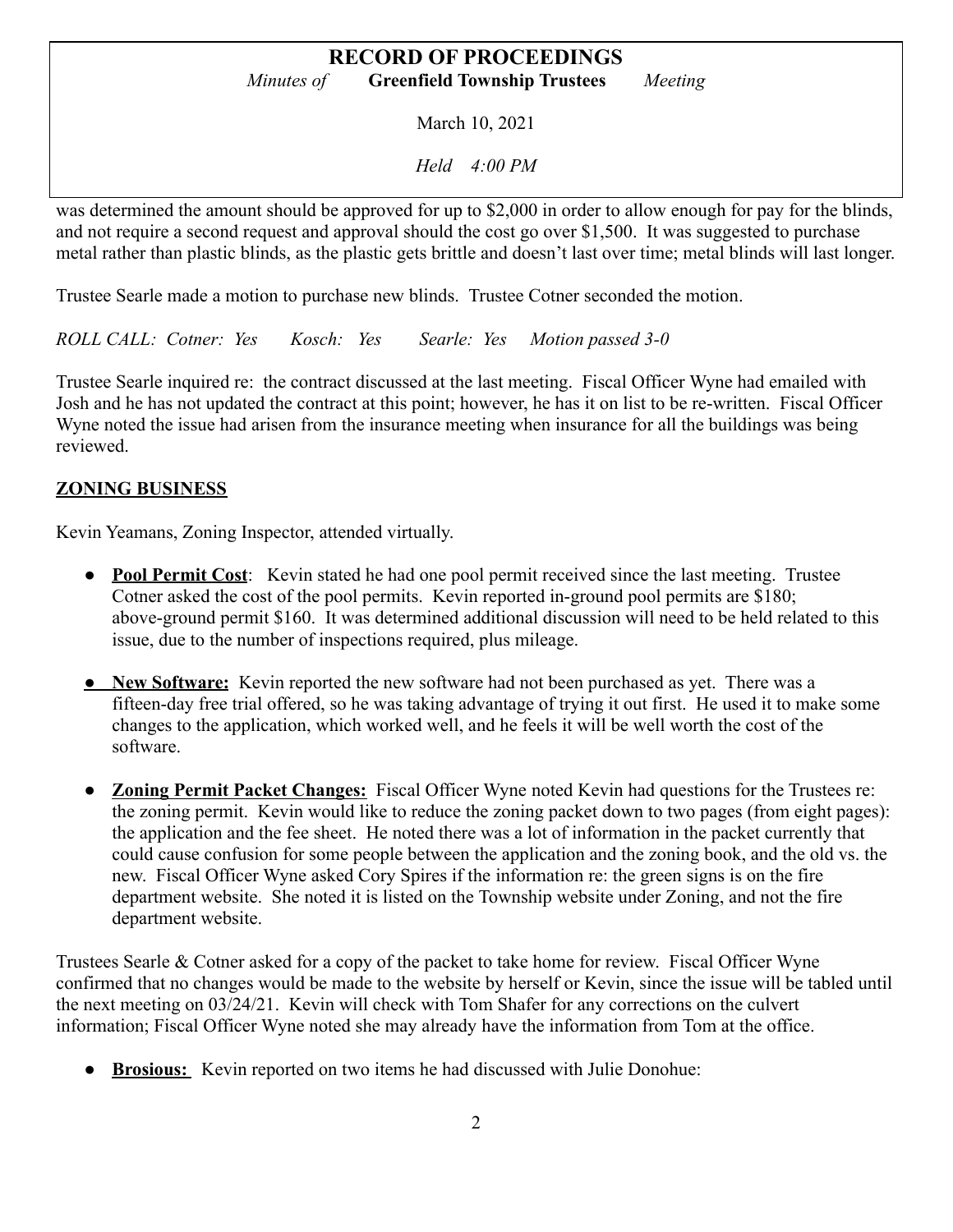was determined the amount should be approved for up to $2,000 in order to allow enough for pay for the blinds, and not require a second request and approval should the cost go over $1,500. It was suggested to purchase metal rather than plastic blinds, as the plastic gets brittle and doesn't last over time; metal blinds will last longer.

Trustee Searle made a motion to purchase new blinds. Trustee Cotner seconded the motion.

*ROLL CALL: Cotner: Yes Kosch: Yes Searle: Yes Motion passed 3-0*

Trustee Searle inquired re: the contract discussed at the last meeting. Fiscal Officer Wyne had emailed with Josh and he has not updated the contract at this point; however, he has it on list to be re-written. Fiscal Officer Wyne noted the issue had arisen from the insurance meeting when insurance for all the buildings was being reviewed.

## ZONING BUSINESS

Kevin Yeamans, Zoning Inspector, attended virtually.

- **Pool Permit Cost**: Kevin stated he had one pool permit received since the last meeting. Trustee Cotner asked the cost of the pool permits. Kevin reported in-ground pool permits are $180; above-ground permit $160. It was determined additional discussion will need to be held related to this issue, due to the number of inspections required, plus mileage.

- **New Software:** Kevin reported the new software had not been purchased as yet. There was a fifteen-day free trial offered, so he was taking advantage of trying it out first. He used it to make some changes to the application, which worked well, and he feels it will be well worth the cost of the software.

- **Zoning Permit Packet Changes:** Fiscal Officer Wyne noted Kevin had questions for the Trustees re: the zoning permit. Kevin would like to reduce the zoning packet down to two pages (from eight pages): the application and the fee sheet. He noted there was a lot of information in the packet currently that could cause confusion for some people between the application and the zoning book, and the old vs. the new. Fiscal Officer Wyne asked Cory Spires if the information re: the green signs is on the fire department website. She noted it is listed on the Township website under Zoning, and not the fire department website.

Trustees Searle & Cotner asked for a copy of the packet to take home for review. Fiscal Officer Wyne confirmed that no changes would be made to the website by herself or Kevin, since the issue will be tabled until the next meeting on 03/24/21. Kevin will check with Tom Shafer for any corrections on the culvert information; Fiscal Officer Wyne noted she may already have the information from Tom at the office.

- **Brosious:** Kevin reported on two items he had discussed with Julie Donohue: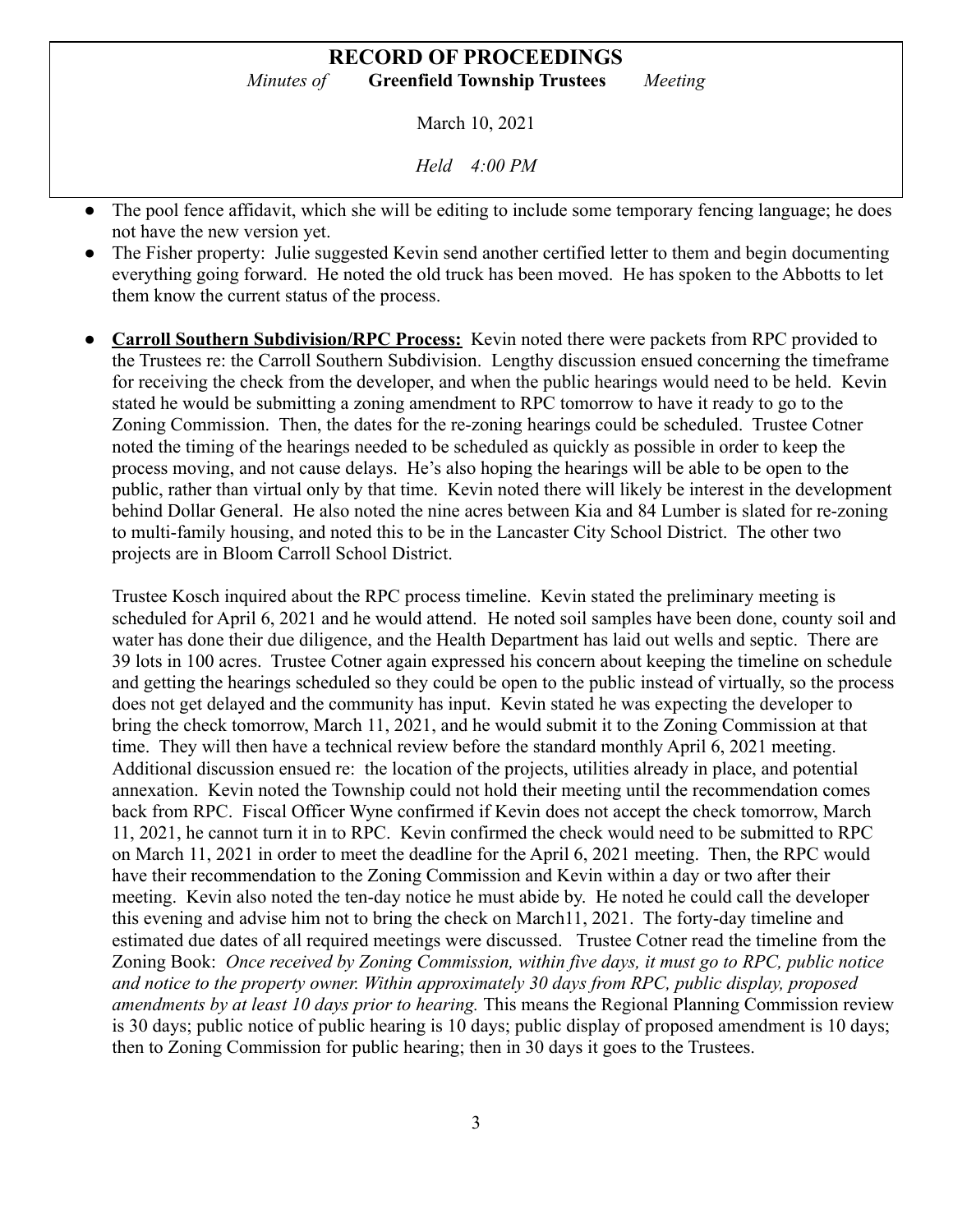- The pool fence affidavit, which she will be editing to include some temporary fencing language; he does not have the new version yet.
- The Fisher property: Julie suggested Kevin send another certified letter to them and begin documenting everything going forward. He noted the old truck has been moved. He has spoken to the Abbotts to let them know the current status of the process.

- **Carroll Southern Subdivision/RPC Process:** Kevin noted there were packets from RPC provided to the Trustees re: the Carroll Southern Subdivision. Lengthy discussion ensued concerning the timeframe for receiving the check from the developer, and when the public hearings would need to be held. Kevin stated he would be submitting a zoning amendment to RPC tomorrow to have it ready to go to the Zoning Commission. Then, the dates for the re-zoning hearings could be scheduled. Trustee Cotner noted the timing of the hearings needed to be scheduled as quickly as possible in order to keep the process moving, and not cause delays. He's also hoping the hearings will be able to be open to the public, rather than virtual only by that time. Kevin noted there will likely be interest in the development behind Dollar General. He also noted the nine acres between Kia and 84 Lumber is slated for re-zoning to multi-family housing, and noted this to be in the Lancaster City School District. The other two projects are in Bloom Carroll School District.

  Trustee Kosch inquired about the RPC process timeline. Kevin stated the preliminary meeting is scheduled for April 6, 2021 and he would attend. He noted soil samples have been done, county soil and water has done their due diligence, and the Health Department has laid out wells and septic. There are 39 lots in 100 acres. Trustee Cotner again expressed his concern about keeping the timeline on schedule and getting the hearings scheduled so they could be open to the public instead of virtually, so the process does not get delayed and the community has input. Kevin stated he was expecting the developer to bring the check tomorrow, March 11, 2021, and he would submit it to the Zoning Commission at that time. They will then have a technical review before the standard monthly April 6, 2021 meeting. Additional discussion ensued re: the location of the projects, utilities already in place, and potential annexation. Kevin noted the Township could not hold their meeting until the recommendation comes back from RPC. Fiscal Officer Wyne confirmed if Kevin does not accept the check tomorrow, March 11, 2021, he cannot turn it in to RPC. Kevin confirmed the check would need to be submitted to RPC on March 11, 2021 in order to meet the deadline for the April 6, 2021 meeting. Then, the RPC would have their recommendation to the Zoning Commission and Kevin within a day or two after their meeting. Kevin also noted the ten-day notice he must abide by. He noted he could call the developer this evening and advise him not to bring the check on March11, 2021. The forty-day timeline and estimated due dates of all required meetings were discussed. Trustee Cotner read the timeline from the Zoning Book: *Once received by Zoning Commission, within five days, it must go to RPC, public notice and notice to the property owner. Within approximately 30 days from RPC, public display, proposed amendments by at least 10 days prior to hearing.* This means the Regional Planning Commission review is 30 days; public notice of public hearing is 10 days; public display of proposed amendment is 10 days; then to Zoning Commission for public hearing; then in 30 days it goes to the Trustees.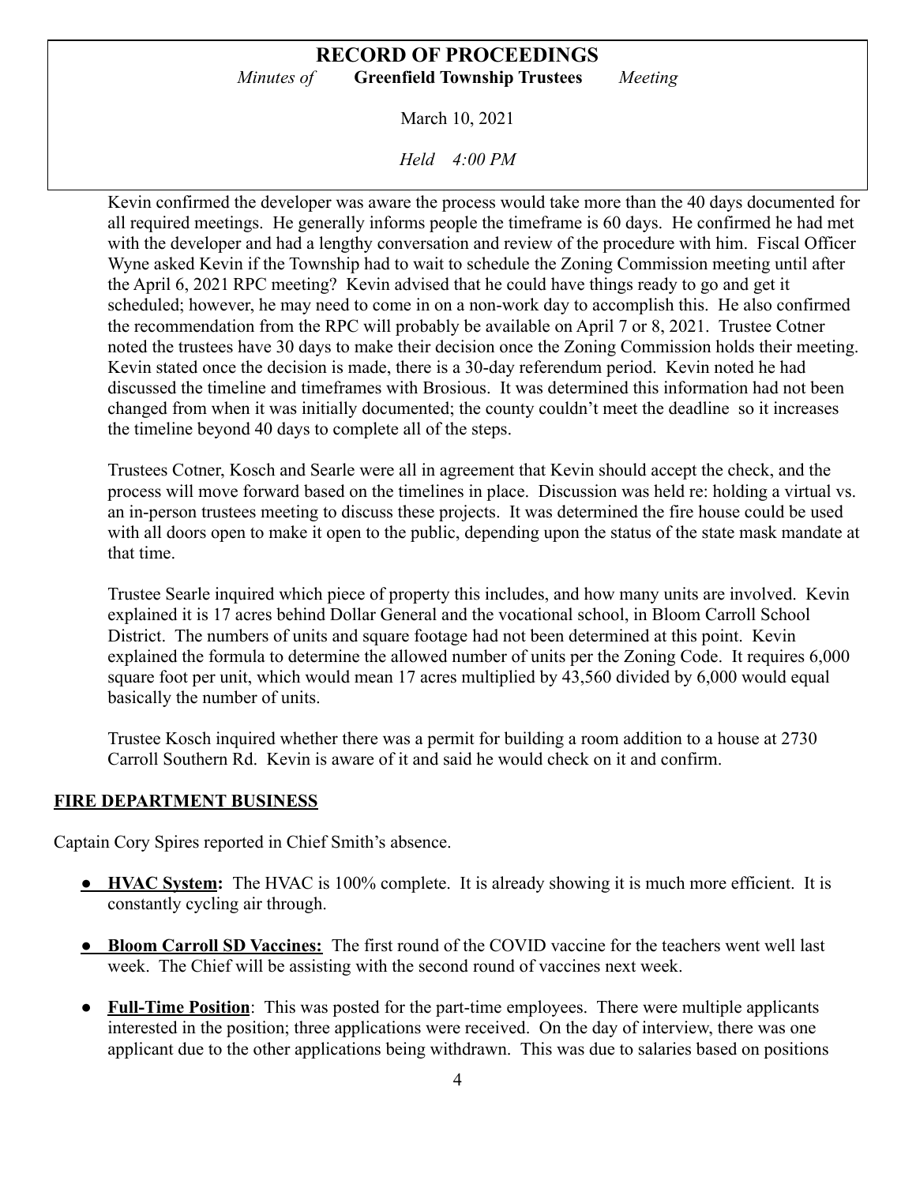Kevin confirmed the developer was aware the process would take more than the 40 days documented for all required meetings. He generally informs people the timeframe is 60 days. He confirmed he had met with the developer and had a lengthy conversation and review of the procedure with him. Fiscal Officer Wyne asked Kevin if the Township had to wait to schedule the Zoning Commission meeting until after the April 6, 2021 RPC meeting? Kevin advised that he could have things ready to go and get it scheduled; however, he may need to come in on a non-work day to accomplish this. He also confirmed the recommendation from the RPC will probably be available on April 7 or 8, 2021. Trustee Cotner noted the trustees have 30 days to make their decision once the Zoning Commission holds their meeting. Kevin stated once the decision is made, there is a 30-day referendum period. Kevin noted he had discussed the timeline and timeframes with Brosious. It was determined this information had not been changed from when it was initially documented; the county couldn't meet the deadline so it increases the timeline beyond 40 days to complete all of the steps.

Trustees Cotner, Kosch and Searle were all in agreement that Kevin should accept the check, and the process will move forward based on the timelines in place. Discussion was held re: holding a virtual vs. an in-person trustees meeting to discuss these projects. It was determined the fire house could be used with all doors open to make it open to the public, depending upon the status of the state mask mandate at that time.

Trustee Searle inquired which piece of property this includes, and how many units are involved. Kevin explained it is 17 acres behind Dollar General and the vocational school, in Bloom Carroll School District. The numbers of units and square footage had not been determined at this point. Kevin explained the formula to determine the allowed number of units per the Zoning Code. It requires 6,000 square foot per unit, which would mean 17 acres multiplied by 43,560 divided by 6,000 would equal basically the number of units.

Trustee Kosch inquired whether there was a permit for building a room addition to a house at 2730 Carroll Southern Rd. Kevin is aware of it and said he would check on it and confirm.

## FIRE DEPARTMENT BUSINESS

Captain Cory Spires reported in Chief Smith's absence.

- **HVAC System:** The HVAC is 100% complete. It is already showing it is much more efficient. It is constantly cycling air through.
- **Bloom Carroll SD Vaccines:** The first round of the COVID vaccine for the teachers went well last week. The Chief will be assisting with the second round of vaccines next week.
- **Full-Time Position**: This was posted for the part-time employees. There were multiple applicants interested in the position; three applications were received. On the day of interview, there was one applicant due to the other applications being withdrawn. This was due to salaries based on positions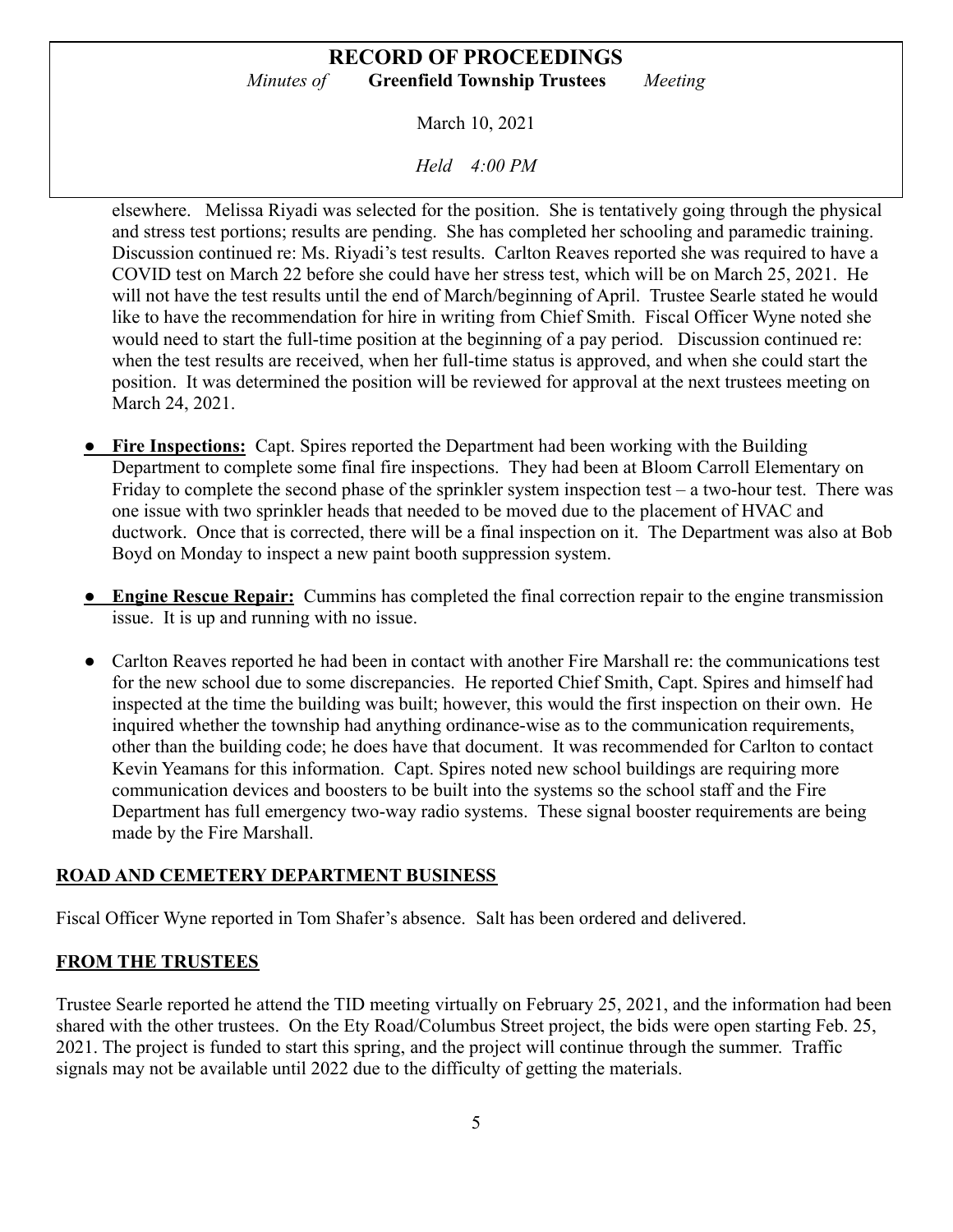elsewhere. Melissa Riyadi was selected for the position. She is tentatively going through the physical and stress test portions; results are pending. She has completed her schooling and paramedic training. Discussion continued re: Ms. Riyadi's test results. Carlton Reaves reported she was required to have a COVID test on March 22 before she could have her stress test, which will be on March 25, 2021. He will not have the test results until the end of March/beginning of April. Trustee Searle stated he would like to have the recommendation for hire in writing from Chief Smith. Fiscal Officer Wyne noted she would need to start the full-time position at the beginning of a pay period. Discussion continued re: when the test results are received, when her full-time status is approved, and when she could start the position. It was determined the position will be reviewed for approval at the next trustees meeting on March 24, 2021.

- **Fire Inspections:** Capt. Spires reported the Department had been working with the Building Department to complete some final fire inspections. They had been at Bloom Carroll Elementary on Friday to complete the second phase of the sprinkler system inspection test – a two-hour test. There was one issue with two sprinkler heads that needed to be moved due to the placement of HVAC and ductwork. Once that is corrected, there will be a final inspection on it. The Department was also at Bob Boyd on Monday to inspect a new paint booth suppression system.

- **Engine Rescue Repair:** Cummins has completed the final correction repair to the engine transmission issue. It is up and running with no issue.

- Carlton Reaves reported he had been in contact with another Fire Marshall re: the communications test for the new school due to some discrepancies. He reported Chief Smith, Capt. Spires and himself had inspected at the time the building was built; however, this would the first inspection on their own. He inquired whether the township had anything ordinance-wise as to the communication requirements, other than the building code; he does have that document. It was recommended for Carlton to contact Kevin Yeamans for this information. Capt. Spires noted new school buildings are requiring more communication devices and boosters to be built into the systems so the school staff and the Fire Department has full emergency two-way radio systems. These signal booster requirements are being made by the Fire Marshall.

## ROAD AND CEMETERY DEPARTMENT BUSINESS

Fiscal Officer Wyne reported in Tom Shafer's absence. Salt has been ordered and delivered.

## FROM THE TRUSTEES

Trustee Searle reported he attend the TID meeting virtually on February 25, 2021, and the information had been shared with the other trustees. On the Ety Road/Columbus Street project, the bids were open starting Feb. 25, 2021. The project is funded to start this spring, and the project will continue through the summer. Traffic signals may not be available until 2022 due to the difficulty of getting the materials.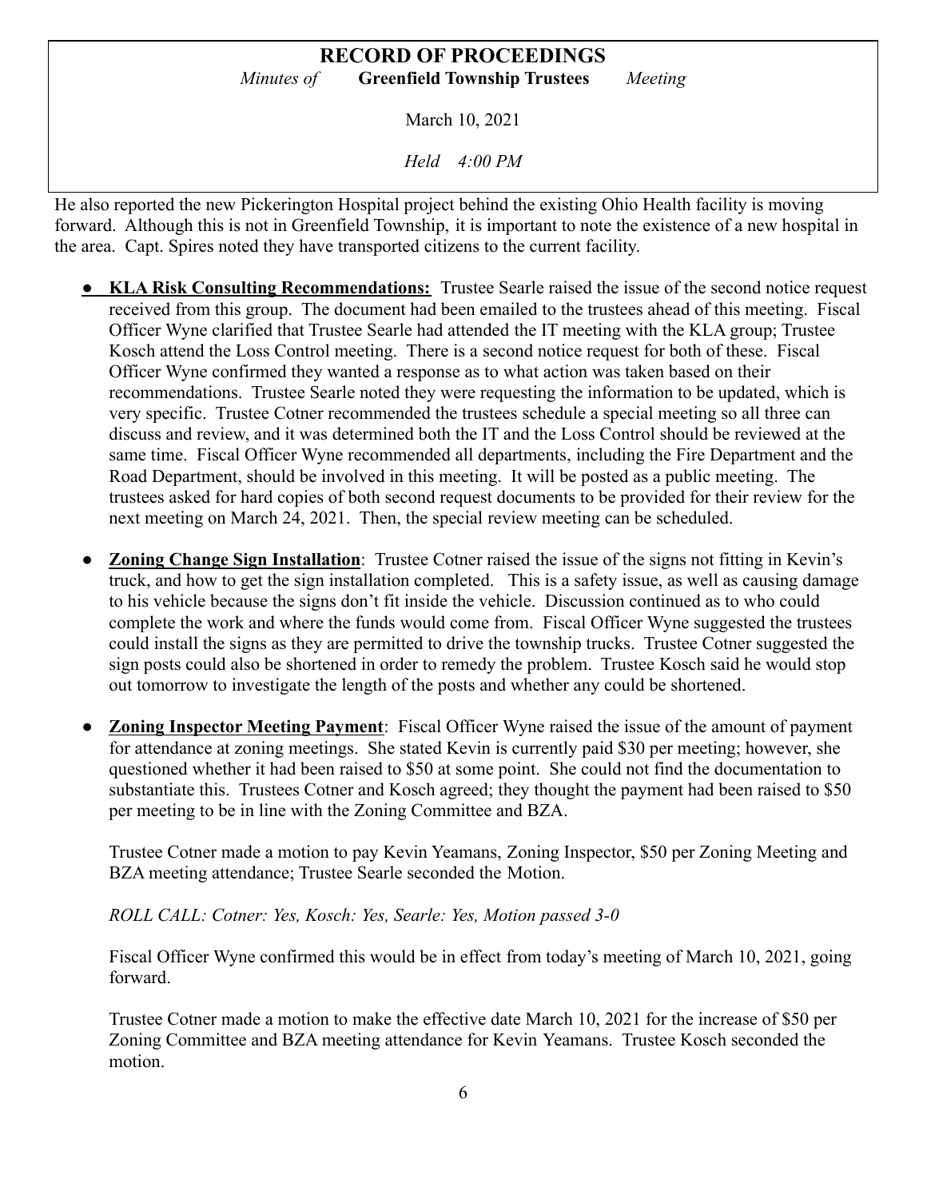He also reported the new Pickerington Hospital project behind the existing Ohio Health facility is moving forward. Although this is not in Greenfield Township, it is important to note the existence of a new hospital in the area. Capt. Spires noted they have transported citizens to the current facility.

- **KLA Risk Consulting Recommendations:** Trustee Searle raised the issue of the second notice request received from this group. The document had been emailed to the trustees ahead of this meeting. Fiscal Officer Wyne clarified that Trustee Searle had attended the IT meeting with the KLA group; Trustee Kosch attend the Loss Control meeting. There is a second notice request for both of these. Fiscal Officer Wyne confirmed they wanted a response as to what action was taken based on their recommendations. Trustee Searle noted they were requesting the information to be updated, which is very specific. Trustee Cotner recommended the trustees schedule a special meeting so all three can discuss and review, and it was determined both the IT and the Loss Control should be reviewed at the same time. Fiscal Officer Wyne recommended all departments, including the Fire Department and the Road Department, should be involved in this meeting. It will be posted as a public meeting. The trustees asked for hard copies of both second request documents to be provided for their review for the next meeting on March 24, 2021. Then, the special review meeting can be scheduled.

- **Zoning Change Sign Installation**: Trustee Cotner raised the issue of the signs not fitting in Kevin's truck, and how to get the sign installation completed. This is a safety issue, as well as causing damage to his vehicle because the signs don't fit inside the vehicle. Discussion continued as to who could complete the work and where the funds would come from. Fiscal Officer Wyne suggested the trustees could install the signs as they are permitted to drive the township trucks. Trustee Cotner suggested the sign posts could also be shortened in order to remedy the problem. Trustee Kosch said he would stop out tomorrow to investigate the length of the posts and whether any could be shortened.

- **Zoning Inspector Meeting Payment**: Fiscal Officer Wyne raised the issue of the amount of payment for attendance at zoning meetings. She stated Kevin is currently paid $30 per meeting; however, she questioned whether it had been raised to $50 at some point. She could not find the documentation to substantiate this. Trustees Cotner and Kosch agreed; they thought the payment had been raised to $50 per meeting to be in line with the Zoning Committee and BZA.

  Trustee Cotner made a motion to pay Kevin Yeamans, Zoning Inspector, $50 per Zoning Meeting and BZA meeting attendance; Trustee Searle seconded the Motion.

  *ROLL CALL: Cotner: Yes, Kosch: Yes, Searle: Yes, Motion passed 3-0*

  Fiscal Officer Wyne confirmed this would be in effect from today's meeting of March 10, 2021, going forward.

  Trustee Cotner made a motion to make the effective date March 10, 2021 for the increase of $50 per Zoning Committee and BZA meeting attendance for Kevin Yeamans. Trustee Kosch seconded the motion.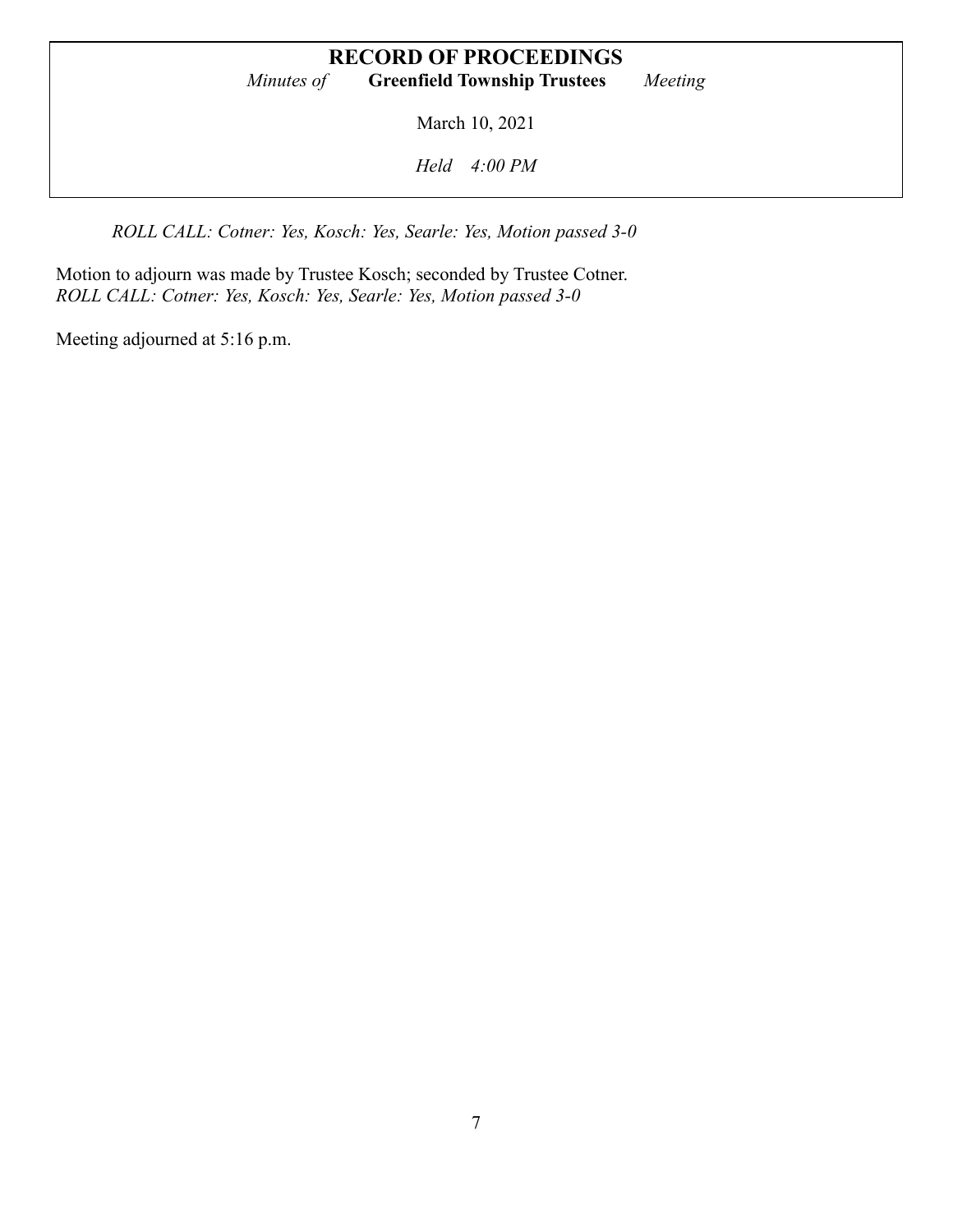*ROLL CALL: Cotner: Yes, Kosch: Yes, Searle: Yes, Motion passed 3-0*

Motion to adjourn was made by Trustee Kosch; seconded by Trustee Cotner.
*ROLL CALL: Cotner: Yes, Kosch: Yes, Searle: Yes, Motion passed 3-0*

Meeting adjourned at 5:16 p.m.